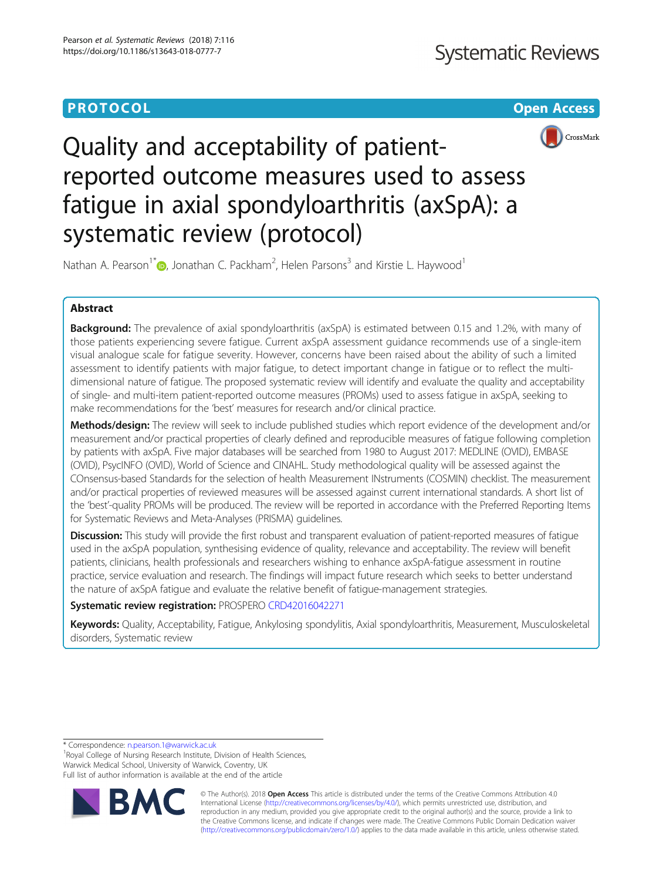PROTOCOL

Open Access

# Quality and acceptability of patient-reported outcome measures used to assess fatigue in axial spondyloarthritis (axSpA): a systematic review (protocol)

Nathan A. Pearson[1*], Jonathan C. Packham[2], Helen Parsons[3] and Kirstie L. Haywood[1]

## Abstract

**Background:** The prevalence of axial spondyloarthritis (axSpA) is estimated between 0.15 and 1.2%, with many of those patients experiencing severe fatigue. Current axSpA assessment guidance recommends use of a single-item visual analogue scale for fatigue severity. However, concerns have been raised about the ability of such a limited assessment to identify patients with major fatigue, to detect important change in fatigue or to reflect the multi-dimensional nature of fatigue. The proposed systematic review will identify and evaluate the quality and acceptability of single- and multi-item patient-reported outcome measures (PROMs) used to assess fatigue in axSpA, seeking to make recommendations for the 'best' measures for research and/or clinical practice.

**Methods/design:** The review will seek to include published studies which report evidence of the development and/or measurement and/or practical properties of clearly defined and reproducible measures of fatigue following completion by patients with axSpA. Five major databases will be searched from 1980 to August 2017: MEDLINE (OVID), EMBASE (OVID), PsycINFO (OVID), World of Science and CINAHL. Study methodological quality will be assessed against the COnsensus-based Standards for the selection of health Measurement INstruments (COSMIN) checklist. The measurement and/or practical properties of reviewed measures will be assessed against current international standards. A short list of the 'best'-quality PROMs will be produced. The review will be reported in accordance with the Preferred Reporting Items for Systematic Reviews and Meta-Analyses (PRISMA) guidelines.

**Discussion:** This study will provide the first robust and transparent evaluation of patient-reported measures of fatigue used in the axSpA population, synthesising evidence of quality, relevance and acceptability. The review will benefit patients, clinicians, health professionals and researchers wishing to enhance axSpA-fatigue assessment in routine practice, service evaluation and research. The findings will impact future research which seeks to better understand the nature of axSpA fatigue and evaluate the relative benefit of fatigue-management strategies.

**Systematic review registration:** PROSPERO CRD42016042271

**Keywords:** Quality, Acceptability, Fatigue, Ankylosing spondylitis, Axial spondyloarthritis, Measurement, Musculoskeletal disorders, Systematic review

---

\* Correspondence: n.pearson.1@warwick.ac.uk
[1]Royal College of Nursing Research Institute, Division of Health Sciences, Warwick Medical School, University of Warwick, Coventry, UK
Full list of author information is available at the end of the article

© The Author(s). 2018 **Open Access** This article is distributed under the terms of the Creative Commons Attribution 4.0 International License (http://creativecommons.org/licenses/by/4.0/), which permits unrestricted use, distribution, and reproduction in any medium, provided you give appropriate credit to the original author(s) and the source, provide a link to the Creative Commons license, and indicate if changes were made. The Creative Commons Public Domain Dedication waiver (http://creativecommons.org/publicdomain/zero/1.0/) applies to the data made available in this article, unless otherwise stated.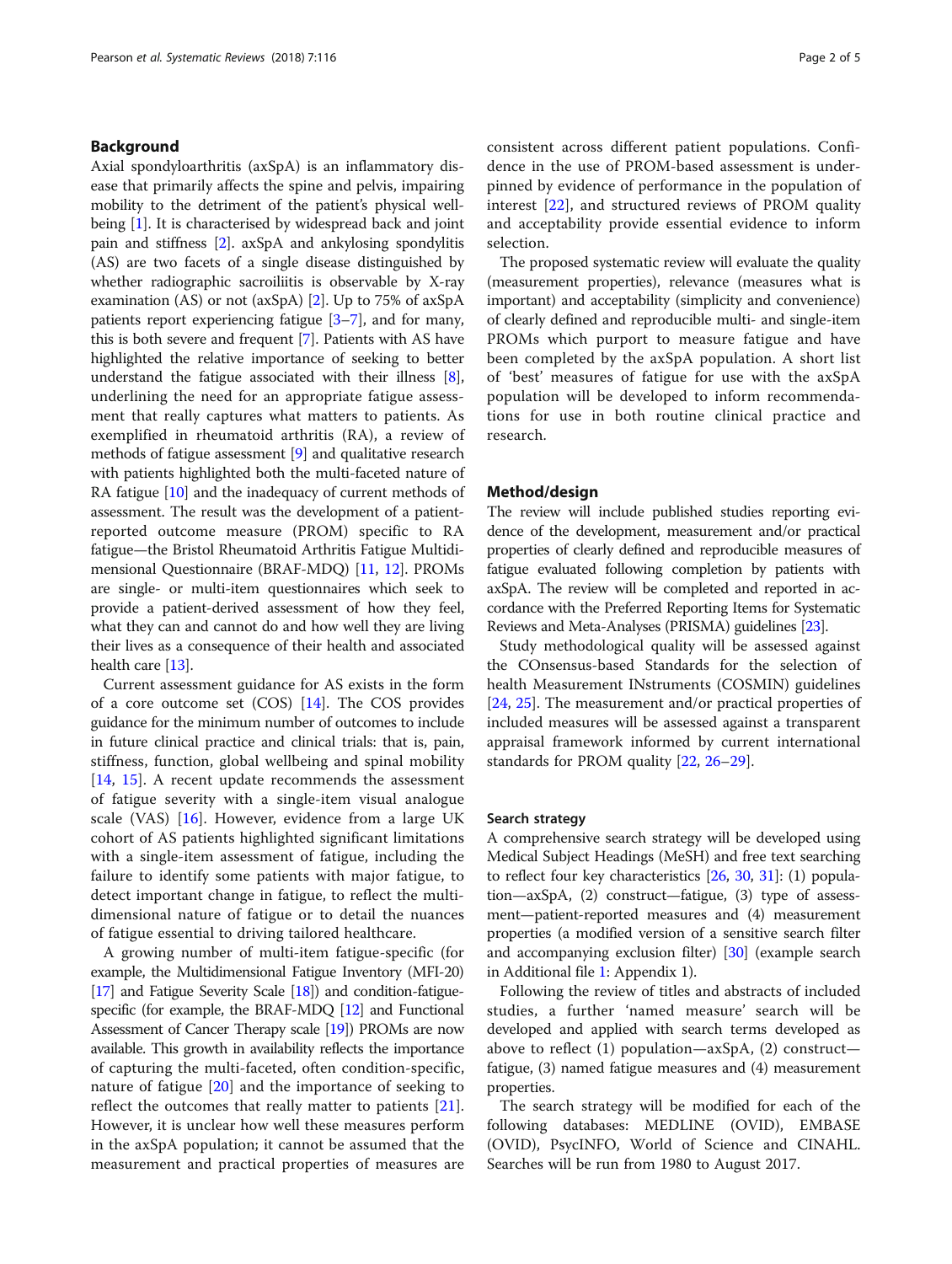## Background

Axial spondyloarthritis (axSpA) is an inflammatory disease that primarily affects the spine and pelvis, impairing mobility to the detriment of the patient's physical wellbeing [1]. It is characterised by widespread back and joint pain and stiffness [2]. axSpA and ankylosing spondylitis (AS) are two facets of a single disease distinguished by whether radiographic sacroiliitis is observable by X-ray examination (AS) or not (axSpA) [2]. Up to 75% of axSpA patients report experiencing fatigue [3–7], and for many, this is both severe and frequent [7]. Patients with AS have highlighted the relative importance of seeking to better understand the fatigue associated with their illness [8], underlining the need for an appropriate fatigue assessment that really captures what matters to patients. As exemplified in rheumatoid arthritis (RA), a review of methods of fatigue assessment [9] and qualitative research with patients highlighted both the multi-faceted nature of RA fatigue [10] and the inadequacy of current methods of assessment. The result was the development of a patient-reported outcome measure (PROM) specific to RA fatigue—the Bristol Rheumatoid Arthritis Fatigue Multidimensional Questionnaire (BRAF-MDQ) [11, 12]. PROMs are single- or multi-item questionnaires which seek to provide a patient-derived assessment of how they feel, what they can and cannot do and how well they are living their lives as a consequence of their health and associated health care [13].

Current assessment guidance for AS exists in the form of a core outcome set (COS) [14]. The COS provides guidance for the minimum number of outcomes to include in future clinical practice and clinical trials: that is, pain, stiffness, function, global wellbeing and spinal mobility [14, 15]. A recent update recommends the assessment of fatigue severity with a single-item visual analogue scale (VAS) [16]. However, evidence from a large UK cohort of AS patients highlighted significant limitations with a single-item assessment of fatigue, including the failure to identify some patients with major fatigue, to detect important change in fatigue, to reflect the multi-dimensional nature of fatigue or to detail the nuances of fatigue essential to driving tailored healthcare.

A growing number of multi-item fatigue-specific (for example, the Multidimensional Fatigue Inventory (MFI-20) [17] and Fatigue Severity Scale [18]) and condition-fatigue-specific (for example, the BRAF-MDQ [12] and Functional Assessment of Cancer Therapy scale [19]) PROMs are now available. This growth in availability reflects the importance of capturing the multi-faceted, often condition-specific, nature of fatigue [20] and the importance of seeking to reflect the outcomes that really matter to patients [21]. However, it is unclear how well these measures perform in the axSpA population; it cannot be assumed that the measurement and practical properties of measures are consistent across different patient populations. Confidence in the use of PROM-based assessment is underpinned by evidence of performance in the population of interest [22], and structured reviews of PROM quality and acceptability provide essential evidence to inform selection.

The proposed systematic review will evaluate the quality (measurement properties), relevance (measures what is important) and acceptability (simplicity and convenience) of clearly defined and reproducible multi- and single-item PROMs which purport to measure fatigue and have been completed by the axSpA population. A short list of 'best' measures of fatigue for use with the axSpA population will be developed to inform recommendations for use in both routine clinical practice and research.

## Method/design

The review will include published studies reporting evidence of the development, measurement and/or practical properties of clearly defined and reproducible measures of fatigue evaluated following completion by patients with axSpA. The review will be completed and reported in accordance with the Preferred Reporting Items for Systematic Reviews and Meta-Analyses (PRISMA) guidelines [23].

Study methodological quality will be assessed against the COnsensus-based Standards for the selection of health Measurement INstruments (COSMIN) guidelines [24, 25]. The measurement and/or practical properties of included measures will be assessed against a transparent appraisal framework informed by current international standards for PROM quality [22, 26–29].

### Search strategy

A comprehensive search strategy will be developed using Medical Subject Headings (MeSH) and free text searching to reflect four key characteristics [26, 30, 31]: (1) population—axSpA, (2) construct—fatigue, (3) type of assessment—patient-reported measures and (4) measurement properties (a modified version of a sensitive search filter and accompanying exclusion filter) [30] (example search in Additional file 1: Appendix 1).

Following the review of titles and abstracts of included studies, a further 'named measure' search will be developed and applied with search terms developed as above to reflect (1) population—axSpA, (2) construct—fatigue, (3) named fatigue measures and (4) measurement properties.

The search strategy will be modified for each of the following databases: MEDLINE (OVID), EMBASE (OVID), PsycINFO, World of Science and CINAHL. Searches will be run from 1980 to August 2017.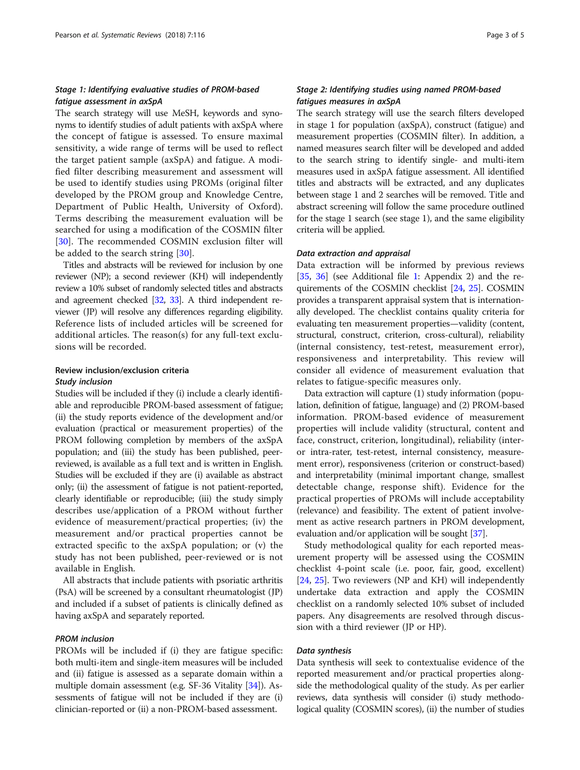### *Stage 1: Identifying evaluative studies of PROM-based fatigue assessment in axSpA*

The search strategy will use MeSH, keywords and synonyms to identify studies of adult patients with axSpA where the concept of fatigue is assessed. To ensure maximal sensitivity, a wide range of terms will be used to reflect the target patient sample (axSpA) and fatigue. A modified filter describing measurement and assessment will be used to identify studies using PROMs (original filter developed by the PROM group and Knowledge Centre, Department of Public Health, University of Oxford). Terms describing the measurement evaluation will be searched for using a modification of the COSMIN filter [30]. The recommended COSMIN exclusion filter will be added to the search string [30].

Titles and abstracts will be reviewed for inclusion by one reviewer (NP); a second reviewer (KH) will independently review a 10% subset of randomly selected titles and abstracts and agreement checked [32, 33]. A third independent reviewer (JP) will resolve any differences regarding eligibility. Reference lists of included articles will be screened for additional articles. The reason(s) for any full-text exclusions will be recorded.

## Review inclusion/exclusion criteria

### *Study inclusion*

Studies will be included if they (i) include a clearly identifiable and reproducible PROM-based assessment of fatigue; (ii) the study reports evidence of the development and/or evaluation (practical or measurement properties) of the PROM following completion by members of the axSpA population; and (iii) the study has been published, peer-reviewed, is available as a full text and is written in English. Studies will be excluded if they are (i) available as abstract only; (ii) the assessment of fatigue is not patient-reported, clearly identifiable or reproducible; (iii) the study simply describes use/application of a PROM without further evidence of measurement/practical properties; (iv) the measurement and/or practical properties cannot be extracted specific to the axSpA population; or (v) the study has not been published, peer-reviewed or is not available in English.

All abstracts that include patients with psoriatic arthritis (PsA) will be screened by a consultant rheumatologist (JP) and included if a subset of patients is clinically defined as having axSpA and separately reported.

### *PROM inclusion*

PROMs will be included if (i) they are fatigue specific: both multi-item and single-item measures will be included and (ii) fatigue is assessed as a separate domain within a multiple domain assessment (e.g. SF-36 Vitality [34]). Assessments of fatigue will not be included if they are (i) clinician-reported or (ii) a non-PROM-based assessment.

### *Stage 2: Identifying studies using named PROM-based fatigues measures in axSpA*

The search strategy will use the search filters developed in stage 1 for population (axSpA), construct (fatigue) and measurement properties (COSMIN filter). In addition, a named measures search filter will be developed and added to the search string to identify single- and multi-item measures used in axSpA fatigue assessment. All identified titles and abstracts will be extracted, and any duplicates between stage 1 and 2 searches will be removed. Title and abstract screening will follow the same procedure outlined for the stage 1 search (see stage 1), and the same eligibility criteria will be applied.

### *Data extraction and appraisal*

Data extraction will be informed by previous reviews [35, 36] (see Additional file 1: Appendix 2) and the requirements of the COSMIN checklist [24, 25]. COSMIN provides a transparent appraisal system that is internationally developed. The checklist contains quality criteria for evaluating ten measurement properties—validity (content, structural, construct, criterion, cross-cultural), reliability (internal consistency, test-retest, measurement error), responsiveness and interpretability. This review will consider all evidence of measurement evaluation that relates to fatigue-specific measures only.

Data extraction will capture (1) study information (population, definition of fatigue, language) and (2) PROM-based information. PROM-based evidence of measurement properties will include validity (structural, content and face, construct, criterion, longitudinal), reliability (inter- or intra-rater, test-retest, internal consistency, measurement error), responsiveness (criterion or construct-based) and interpretability (minimal important change, smallest detectable change, response shift). Evidence for the practical properties of PROMs will include acceptability (relevance) and feasibility. The extent of patient involvement as active research partners in PROM development, evaluation and/or application will be sought [37].

Study methodological quality for each reported measurement property will be assessed using the COSMIN checklist 4-point scale (i.e. poor, fair, good, excellent) [24, 25]. Two reviewers (NP and KH) will independently undertake data extraction and apply the COSMIN checklist on a randomly selected 10% subset of included papers. Any disagreements are resolved through discussion with a third reviewer (JP or HP).

### *Data synthesis*

Data synthesis will seek to contextualise evidence of the reported measurement and/or practical properties alongside the methodological quality of the study. As per earlier reviews, data synthesis will consider (i) study methodological quality (COSMIN scores), (ii) the number of studies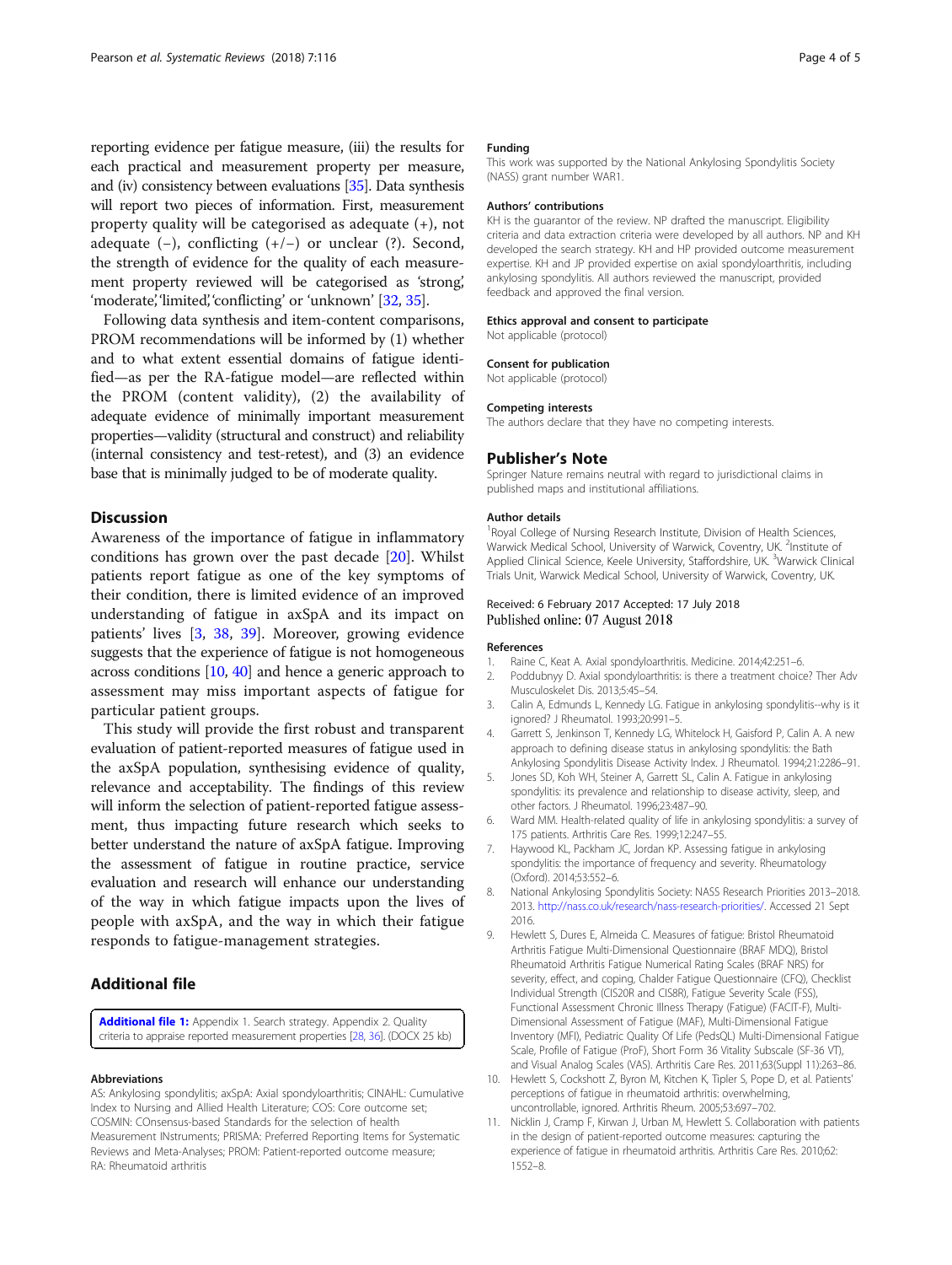reporting evidence per fatigue measure, (iii) the results for each practical and measurement property per measure, and (iv) consistency between evaluations [35]. Data synthesis will report two pieces of information. First, measurement property quality will be categorised as adequate (+), not adequate (−), conflicting (+/−) or unclear (?). Second, the strength of evidence for the quality of each measurement property reviewed will be categorised as 'strong', 'moderate', 'limited', 'conflicting' or 'unknown' [32, 35].

Following data synthesis and item-content comparisons, PROM recommendations will be informed by (1) whether and to what extent essential domains of fatigue identified—as per the RA-fatigue model—are reflected within the PROM (content validity), (2) the availability of adequate evidence of minimally important measurement properties—validity (structural and construct) and reliability (internal consistency and test-retest), and (3) an evidence base that is minimally judged to be of moderate quality.

## Discussion

Awareness of the importance of fatigue in inflammatory conditions has grown over the past decade [20]. Whilst patients report fatigue as one of the key symptoms of their condition, there is limited evidence of an improved understanding of fatigue in axSpA and its impact on patients' lives [3, 38, 39]. Moreover, growing evidence suggests that the experience of fatigue is not homogeneous across conditions [10, 40] and hence a generic approach to assessment may miss important aspects of fatigue for particular patient groups.

This study will provide the first robust and transparent evaluation of patient-reported measures of fatigue used in the axSpA population, synthesising evidence of quality, relevance and acceptability. The findings of this review will inform the selection of patient-reported fatigue assessment, thus impacting future research which seeks to better understand the nature of axSpA fatigue. Improving the assessment of fatigue in routine practice, service evaluation and research will enhance our understanding of the way in which fatigue impacts upon the lives of people with axSpA, and the way in which their fatigue responds to fatigue-management strategies.

## Additional file

**Additional file 1:** Appendix 1. Search strategy. Appendix 2. Quality criteria to appraise reported measurement properties [28, 36]. (DOCX 25 kb)

#### Abbreviations

AS: Ankylosing spondylitis; axSpA: Axial spondyloarthritis; CINAHL: Cumulative Index to Nursing and Allied Health Literature; COS: Core outcome set; COSMIN: COnsensus-based Standards for the selection of health Measurement INstruments; PRISMA: Preferred Reporting Items for Systematic Reviews and Meta-Analyses; PROM: Patient-reported outcome measure; RA: Rheumatoid arthritis

#### Funding

This work was supported by the National Ankylosing Spondylitis Society (NASS) grant number WAR1.

#### Authors' contributions

KH is the guarantor of the review. NP drafted the manuscript. Eligibility criteria and data extraction criteria were developed by all authors. NP and KH developed the search strategy. KH and HP provided outcome measurement expertise. KH and JP provided expertise on axial spondyloarthritis, including ankylosing spondylitis. All authors reviewed the manuscript, provided feedback and approved the final version.

#### Ethics approval and consent to participate

Not applicable (protocol)

#### Consent for publication

Not applicable (protocol)

#### Competing interests

The authors declare that they have no competing interests.

### Publisher's Note

Springer Nature remains neutral with regard to jurisdictional claims in published maps and institutional affiliations.

#### Author details

[1]Royal College of Nursing Research Institute, Division of Health Sciences, Warwick Medical School, University of Warwick, Coventry, UK. [2]Institute of Applied Clinical Science, Keele University, Staffordshire, UK. [3]Warwick Clinical Trials Unit, Warwick Medical School, University of Warwick, Coventry, UK.

Received: 6 February 2017 Accepted: 17 July 2018
Published online: 07 August 2018

#### References

1. Raine C, Keat A. Axial spondyloarthritis. Medicine. 2014;42:251–6.
2. Poddubnyy D. Axial spondyloarthritis: is there a treatment choice? Ther Adv Musculoskelet Dis. 2013;5:45–54.
3. Calin A, Edmunds L, Kennedy LG. Fatigue in ankylosing spondylitis--why is it ignored? J Rheumatol. 1993;20:991–5.
4. Garrett S, Jenkinson T, Kennedy LG, Whitelock H, Gaisford P, Calin A. A new approach to defining disease status in ankylosing spondylitis: the Bath Ankylosing Spondylitis Disease Activity Index. J Rheumatol. 1994;21:2286–91.
5. Jones SD, Koh WH, Steiner A, Garrett SL, Calin A. Fatigue in ankylosing spondylitis: its prevalence and relationship to disease activity, sleep, and other factors. J Rheumatol. 1996;23:487–90.
6. Ward MM. Health-related quality of life in ankylosing spondylitis: a survey of 175 patients. Arthritis Care Res. 1999;12:247–55.
7. Haywood KL, Packham JC, Jordan KP. Assessing fatigue in ankylosing spondylitis: the importance of frequency and severity. Rheumatology (Oxford). 2014;53:552–6.
8. National Ankylosing Spondylitis Society: NASS Research Priorities 2013–2018. 2013. http://nass.co.uk/research/nass-research-priorities/. Accessed 21 Sept 2016.
9. Hewlett S, Dures E, Almeida C. Measures of fatigue: Bristol Rheumatoid Arthritis Fatigue Multi-Dimensional Questionnaire (BRAF MDQ), Bristol Rheumatoid Arthritis Fatigue Numerical Rating Scales (BRAF NRS) for severity, effect, and coping, Chalder Fatigue Questionnaire (CFQ), Checklist Individual Strength (CIS20R and CIS8R), Fatigue Severity Scale (FSS), Functional Assessment Chronic Illness Therapy (Fatigue) (FACIT-F), Multi-Dimensional Assessment of Fatigue (MAF), Multi-Dimensional Fatigue Inventory (MFI), Pediatric Quality Of Life (PedsQL) Multi-Dimensional Fatigue Scale, Profile of Fatigue (ProF), Short Form 36 Vitality Subscale (SF-36 VT), and Visual Analog Scales (VAS). Arthritis Care Res. 2011;63(Suppl 11):263–86.
10. Hewlett S, Cockshott Z, Byron M, Kitchen K, Tipler S, Pope D, et al. Patients' perceptions of fatigue in rheumatoid arthritis: overwhelming, uncontrollable, ignored. Arthritis Rheum. 2005;53:697–702.
11. Nicklin J, Cramp F, Kirwan J, Urban M, Hewlett S. Collaboration with patients in the design of patient-reported outcome measures: capturing the experience of fatigue in rheumatoid arthritis. Arthritis Care Res. 2010;62:1552–8.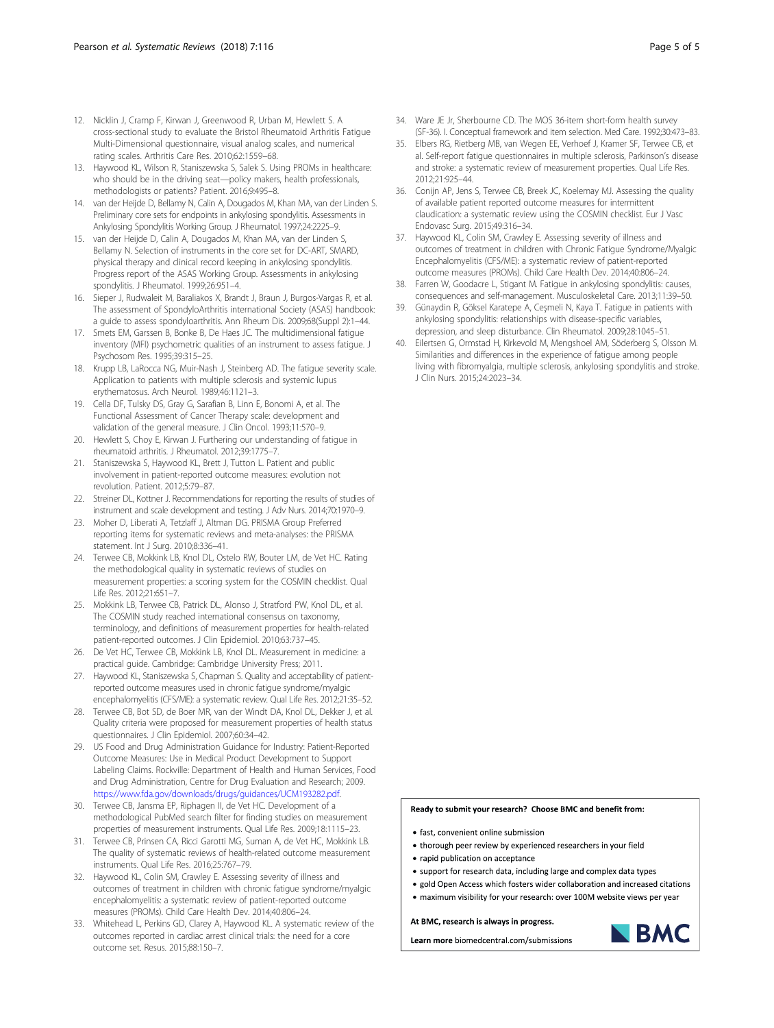12. Nicklin J, Cramp F, Kirwan J, Greenwood R, Urban M, Hewlett S. A cross-sectional study to evaluate the Bristol Rheumatoid Arthritis Fatigue Multi-Dimensional questionnaire, visual analog scales, and numerical rating scales. Arthritis Care Res. 2010;62:1559–68.
13. Haywood KL, Wilson R, Staniszewska S, Salek S. Using PROMs in healthcare: who should be in the driving seat—policy makers, health professionals, methodologists or patients? Patient. 2016;9:495–8.
14. van der Heijde D, Bellamy N, Calin A, Dougados M, Khan MA, van der Linden S. Preliminary core sets for endpoints in ankylosing spondylitis. Assessments in Ankylosing Spondylitis Working Group. J Rheumatol. 1997;24:2225–9.
15. van der Heijde D, Calin A, Dougados M, Khan MA, van der Linden S, Bellamy N. Selection of instruments in the core set for DC-ART, SMARD, physical therapy and clinical record keeping in ankylosing spondylitis. Progress report of the ASAS Working Group. Assessments in ankylosing spondylitis. J Rheumatol. 1999;26:951–4.
16. Sieper J, Rudwaleit M, Baraliakos X, Brandt J, Braun J, Burgos-Vargas R, et al. The assessment of SpondyloArthritis international Society (ASAS) handbook: a guide to assess spondyloarthritis. Ann Rheum Dis. 2009;68(Suppl 2):1–44.
17. Smets EM, Garssen B, Bonke B, De Haes JC. The multidimensional fatigue inventory (MFI) psychometric qualities of an instrument to assess fatigue. J Psychosom Res. 1995;39:315–25.
18. Krupp LB, LaRocca NG, Muir-Nash J, Steinberg AD. The fatigue severity scale. Application to patients with multiple sclerosis and systemic lupus erythematosus. Arch Neurol. 1989;46:1121–3.
19. Cella DF, Tulsky DS, Gray G, Sarafian B, Linn E, Bonomi A, et al. The Functional Assessment of Cancer Therapy scale: development and validation of the general measure. J Clin Oncol. 1993;11:570–9.
20. Hewlett S, Choy E, Kirwan J. Furthering our understanding of fatigue in rheumatoid arthritis. J Rheumatol. 2012;39:1775–7.
21. Staniszewska S, Haywood KL, Brett J, Tutton L. Patient and public involvement in patient-reported outcome measures: evolution not revolution. Patient. 2012;5:79–87.
22. Streiner DL, Kottner J. Recommendations for reporting the results of studies of instrument and scale development and testing. J Adv Nurs. 2014;70:1970–9.
23. Moher D, Liberati A, Tetzlaff J, Altman DG. PRISMA Group Preferred reporting items for systematic reviews and meta-analyses: the PRISMA statement. Int J Surg. 2010;8:336–41.
24. Terwee CB, Mokkink LB, Knol DL, Ostelo RW, Bouter LM, de Vet HC. Rating the methodological quality in systematic reviews of studies on measurement properties: a scoring system for the COSMIN checklist. Qual Life Res. 2012;21:651–7.
25. Mokkink LB, Terwee CB, Patrick DL, Alonso J, Stratford PW, Knol DL, et al. The COSMIN study reached international consensus on taxonomy, terminology, and definitions of measurement properties for health-related patient-reported outcomes. J Clin Epidemiol. 2010;63:737–45.
26. De Vet HC, Terwee CB, Mokkink LB, Knol DL. Measurement in medicine: a practical guide. Cambridge: Cambridge University Press; 2011.
27. Haywood KL, Staniszewska S, Chapman S. Quality and acceptability of patient-reported outcome measures used in chronic fatigue syndrome/myalgic encephalomyelitis (CFS/ME): a systematic review. Qual Life Res. 2012;21:35–52.
28. Terwee CB, Bot SD, de Boer MR, van der Windt DA, Knol DL, Dekker J, et al. Quality criteria were proposed for measurement properties of health status questionnaires. J Clin Epidemiol. 2007;60:34–42.
29. US Food and Drug Administration Guidance for Industry: Patient-Reported Outcome Measures: Use in Medical Product Development to Support Labeling Claims. Rockville: Department of Health and Human Services, Food and Drug Administration, Centre for Drug Evaluation and Research; 2009. https://www.fda.gov/downloads/drugs/guidances/UCM193282.pdf.
30. Terwee CB, Jansma EP, Riphagen II, de Vet HC. Development of a methodological PubMed search filter for finding studies on measurement properties of measurement instruments. Qual Life Res. 2009;18:1115–23.
31. Terwee CB, Prinsen CA, Ricci Garotti MG, Suman A, de Vet HC, Mokkink LB. The quality of systematic reviews of health-related outcome measurement instruments. Qual Life Res. 2016;25:767–79.
32. Haywood KL, Colin SM, Crawley E. Assessing severity of illness and outcomes of treatment in children with chronic fatigue syndrome/myalgic encephalomyelitis: a systematic review of patient-reported outcome measures (PROMs). Child Care Health Dev. 2014;40:806–24.
33. Whitehead L, Perkins GD, Clarey A, Haywood KL. A systematic review of the outcomes reported in cardiac arrest clinical trials: the need for a core outcome set. Resus. 2015;88:150–7.
34. Ware JE Jr, Sherbourne CD. The MOS 36-item short-form health survey (SF-36). I. Conceptual framework and item selection. Med Care. 1992;30:473–83.
35. Elbers RG, Rietberg MB, van Wegen EE, Verhoef J, Kramer SF, Terwee CB, et al. Self-report fatigue questionnaires in multiple sclerosis, Parkinson's disease and stroke: a systematic review of measurement properties. Qual Life Res. 2012;21:925–44.
36. Conijn AP, Jens S, Terwee CB, Breek JC, Koelemay MJ. Assessing the quality of available patient reported outcome measures for intermittent claudication: a systematic review using the COSMIN checklist. Eur J Vasc Endovasc Surg. 2015;49:316–34.
37. Haywood KL, Colin SM, Crawley E. Assessing severity of illness and outcomes of treatment in children with Chronic Fatigue Syndrome/Myalgic Encephalomyelitis (CFS/ME): a systematic review of patient-reported outcome measures (PROMs). Child Care Health Dev. 2014;40:806–24.
38. Farren W, Goodacre L, Stigant M. Fatigue in ankylosing spondylitis: causes, consequences and self-management. Musculoskeletal Care. 2013;11:39–50.
39. Günaydin R, Göksel Karatepe A, Çeşmeli N, Kaya T. Fatigue in patients with ankylosing spondylitis: relationships with disease-specific variables, depression, and sleep disturbance. Clin Rheumatol. 2009;28:1045–51.
40. Eilertsen G, Ormstad H, Kirkevold M, Mengshoel AM, Söderberg S, Olsson M. Similarities and differences in the experience of fatigue among people living with fibromyalgia, multiple sclerosis, ankylosing spondylitis and stroke. J Clin Nurs. 2015;24:2023–34.

**Ready to submit your research? Choose BMC and benefit from:**

- fast, convenient online submission
- thorough peer review by experienced researchers in your field
- rapid publication on acceptance
- support for research data, including large and complex data types
- gold Open Access which fosters wider collaboration and increased citations
- maximum visibility for your research: over 100M website views per year

**At BMC, research is always in progress.**

**Learn more** biomedcentral.com/submissions